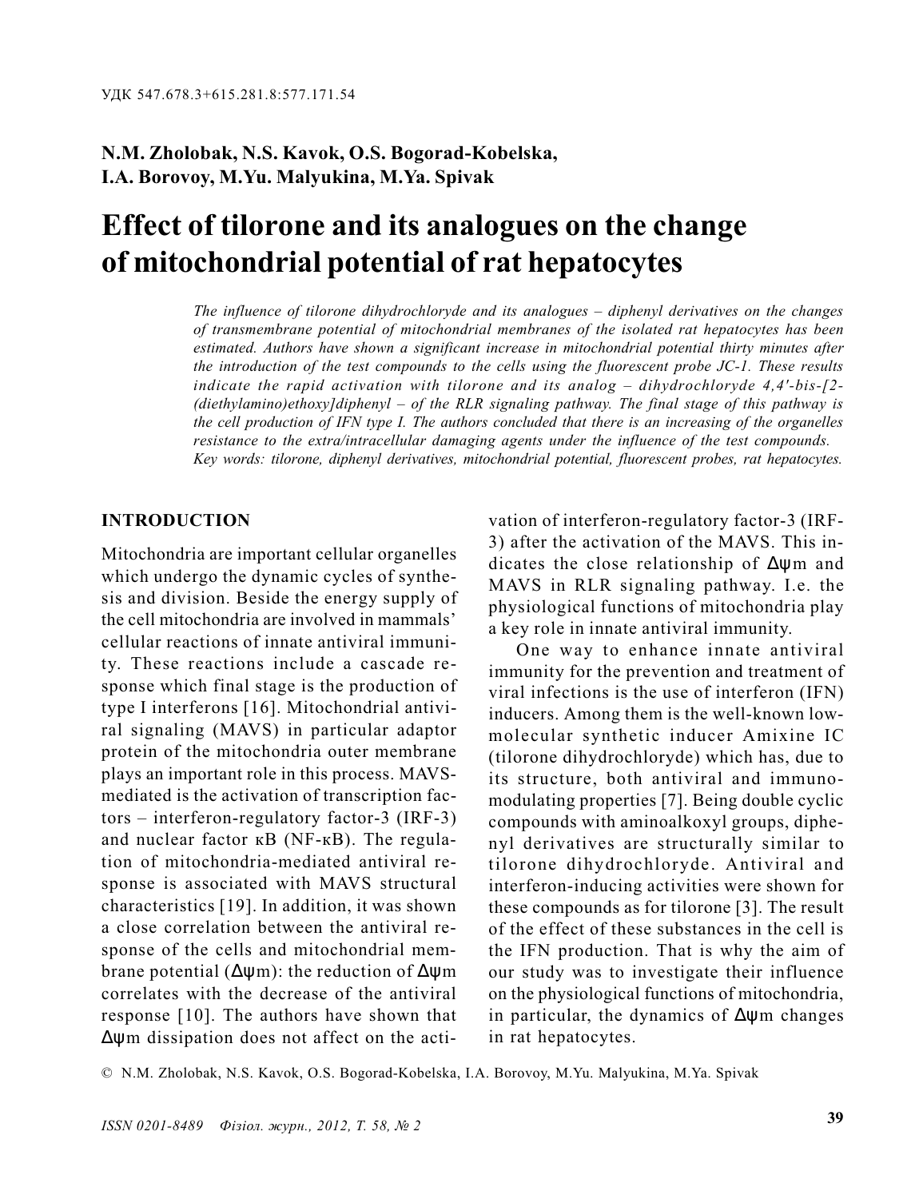УДК 547.678.3+615.281.8:577.171.54

**N.M. Zholobak, N.S. Kavok, O.S. Bogorad-Kobelska, I.A. Borovoy, M.Yu. Malyukina, M.Ya. Spivak**

# Effect of tilorone and its analogues on the change of mitochondrial potential of rat hepatocytes

*The influence of tilorone dihydrochloryde and its analogues – diphenyl derivatives on the changes of transmembrane potential of mitochondrial membranes of the isolated rat hepatocytes has been estimated. Authors have shown a significant increase in mitochondrial potential thirty minutes after the introduction of the test compounds to the cells using the fluorescent probe JC-1. These results indicate the rapid activation with tilorone and its analog – dihydrochloryde 4,4'-bis-[2-(diethylamino)ethoxy]diphenyl – of the RLR signaling pathway. The final stage of this pathway is the cell production of IFN type I. The authors concluded that there is an increasing of the organelles resistance to the extra/intracellular damaging agents under the influence of the test compounds.*
*Key words: tilorone, diphenyl derivatives, mitochondrial potential, fluorescent probes, rat hepatocytes.*

## INTRODUCTION

Mitochondria are important cellular organelles which undergo the dynamic cycles of synthesis and division. Beside the energy supply of the cell mitochondria are involved in mammals' cellular reactions of innate antiviral immunity. These reactions include a cascade response which final stage is the production of type I interferons [16]. Mitochondrial antiviral signaling (MAVS) in particular adaptor protein of the mitochondria outer membrane plays an important role in this process. MAVS-mediated is the activation of transcription factors – interferon-regulatory factor-3 (IRF-3) and nuclear factor κB (NF-κB). The regulation of mitochondria-mediated antiviral response is associated with MAVS structural characteristics [19]. In addition, it was shown a close correlation between the antiviral response of the cells and mitochondrial membrane potential ($\Delta\psi m$): the reduction of $\Delta\psi m$ correlates with the decrease of the antiviral response [10]. The authors have shown that $\Delta\psi m$ dissipation does not affect on the activation of interferon-regulatory factor-3 (IRF-3) after the activation of the MAVS. This indicates the close relationship of $\Delta\psi m$ and MAVS in RLR signaling pathway. I.e. the physiological functions of mitochondria play a key role in innate antiviral immunity.

One way to enhance innate antiviral immunity for the prevention and treatment of viral infections is the use of interferon (IFN) inducers. Among them is the well-known low-molecular synthetic inducer Amixine IC (tilorone dihydrochloryde) which has, due to its structure, both antiviral and immunomodulating properties [7]. Being double cyclic compounds with aminoalkoxyl groups, diphenyl derivatives are structurally similar to tilorone dihydrochloryde. Antiviral and interferon-inducing activities were shown for these compounds as for tilorone [3]. The result of the effect of these substances in the cell is the IFN production. That is why the aim of our study was to investigate their influence on the physiological functions of mitochondria, in particular, the dynamics of $\Delta\psi m$ changes in rat hepatocytes.

© N.M. Zholobak, N.S. Kavok, O.S. Bogorad-Kobelska, I.A. Borovoy, M.Yu. Malyukina, M.Ya. Spivak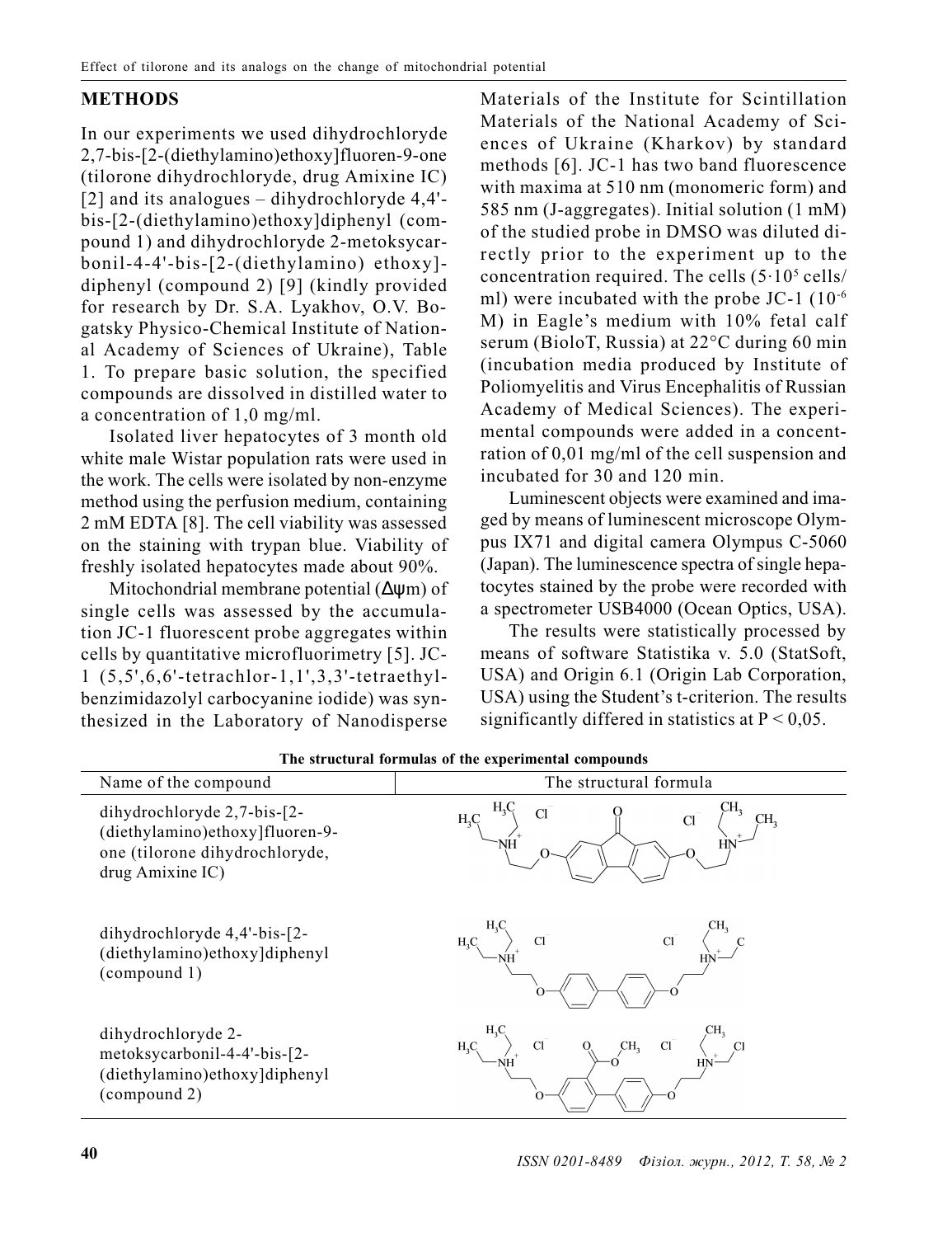## METHODS

In our experiments we used dihydrochloryde 2,7-bis-[2-(diethylamino)ethoxy]fluoren-9-one (tilorone dihydrochloryde, drug Amixine IC) [2] and its analogues – dihydrochloryde 4,4'-bis-[2-(diethylamino)ethoxy]diphenyl (compound 1) and dihydrochloryde 2-metoksycarbonil-4-4'-bis-[2-(diethylamino) ethoxy]-diphenyl (compound 2) [9] (kindly provided for research by Dr. S.A. Lyakhov, O.V. Bogatsky Physico-Chemical Institute of National Academy of Sciences of Ukraine), Table 1. To prepare basic solution, the specified compounds are dissolved in distilled water to a concentration of 1,0 mg/ml.

Isolated liver hepatocytes of 3 month old white male Wistar population rats were used in the work. The cells were isolated by non-enzyme method using the perfusion medium, containing 2 mM EDTA [8]. The cell viability was assessed on the staining with trypan blue. Viability of freshly isolated hepatocytes made about 90%.

Mitochondrial membrane potential ($\Delta\psi m$) of single cells was assessed by the accumulation JC-1 fluorescent probe aggregates within cells by quantitative microfluorimetry [5]. JC-1 (5,5',6,6'-tetrachlor-1,1',3,3'-tetraethylbenzimidazolyl carbocyanine iodide) was synthesized in the Laboratory of Nanodisperse Materials of the Institute for Scintillation Materials of the National Academy of Sciences of Ukraine (Kharkov) by standard methods [6]. JC-1 has two band fluorescence with maxima at 510 nm (monomeric form) and 585 nm (J-aggregates). Initial solution (1 mM) of the studied probe in DMSO was diluted directly prior to the experiment up to the concentration required. The cells ($5 \cdot 10^5$ cells/ml) were incubated with the probe JC-1 ($10^{-6}$ M) in Eagle's medium with 10% fetal calf serum (BioloT, Russia) at 22°C during 60 min (incubation media produced by Institute of Poliomyelitis and Virus Encephalitis of Russian Academy of Medical Sciences). The experimental compounds were added in a concentration of 0,01 mg/ml of the cell suspension and incubated for 30 and 120 min.

Luminescent objects were examined and imaged by means of luminescent microscope Olympus IX71 and digital camera Olympus C-5060 (Japan). The luminescence spectra of single hepatocytes stained by the probe were recorded with a spectrometer USB4000 (Ocean Optics, USA).

The results were statistically processed by means of software Statistika v. 5.0 (StatSoft, USA) and Origin 6.1 (Origin Lab Corporation, USA) using the Student's t-criterion. The results significantly differed in statistics at $P < 0,05$.

**The structural formulas of the experimental compounds**

| Name of the compound | The structural formula |
|---|---|
| dihydrochloryde 2,7-bis-[2-(diethylamino)ethoxy]fluoren-9-one (tilorone dihydrochloryde, drug Amixine IC) | |
| dihydrochloryde 4,4'-bis-[2-(diethylamino)ethoxy]diphenyl (compound 1) | |
| dihydrochloryde 2-metoksycarbonil-4-4'-bis-[2-(diethylamino)ethoxy]diphenyl (compound 2) | |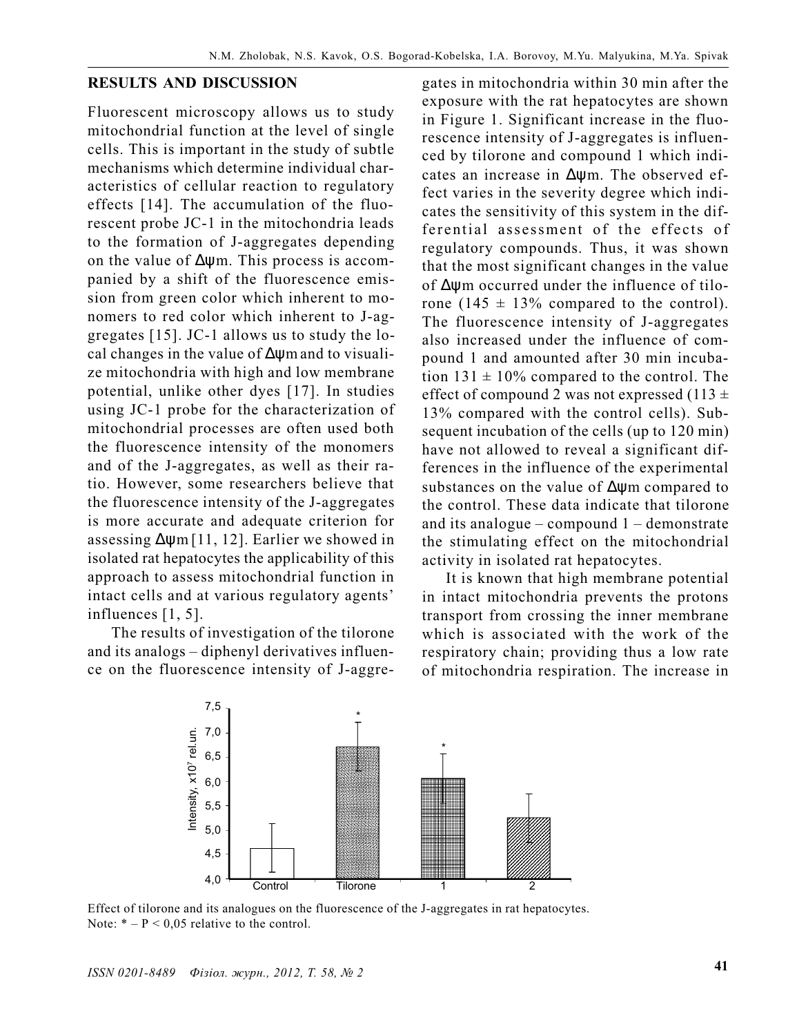## RESULTS AND DISCUSSION

Fluorescent microscopy allows us to study mitochondrial function at the level of single cells. This is important in the study of subtle mechanisms which determine individual characteristics of cellular reaction to regulatory effects [14]. The accumulation of the fluorescent probe JC-1 in the mitochondria leads to the formation of J-aggregates depending on the value of $\Delta\psi m$. This process is accompanied by a shift of the fluorescence emission from green color which inherent to monomers to red color which inherent to J-aggregates [15]. JC-1 allows us to study the local changes in the value of $\Delta\psi m$ and to visualize mitochondria with high and low membrane potential, unlike other dyes [17]. In studies using JC-1 probe for the characterization of mitochondrial processes are often used both the fluorescence intensity of the monomers and of the J-aggregates, as well as their ratio. However, some researchers believe that the fluorescence intensity of the J-aggregates is more accurate and adequate criterion for assessing $\Delta\psi m$ [11, 12]. Earlier we showed in isolated rat hepatocytes the applicability of this approach to assess mitochondrial function in intact cells and at various regulatory agents' influences [1, 5].

The results of investigation of the tilorone and its analogs – diphenyl derivatives influence on the fluorescence intensity of J-aggregates in mitochondria within 30 min after the exposure with the rat hepatocytes are shown in Figure 1. Significant increase in the fluorescence intensity of J-aggregates is influenced by tilorone and compound 1 which indicates an increase in $\Delta\psi m$. The observed effect varies in the severity degree which indicates the sensitivity of this system in the differential assessment of the effects of regulatory compounds. Thus, it was shown that the most significant changes in the value of $\Delta\psi m$ occurred under the influence of tilorone (145 ± 13% compared to the control). The fluorescence intensity of J-aggregates also increased under the influence of compound 1 and amounted after 30 min incubation 131 ± 10% compared to the control. The effect of compound 2 was not expressed (113 ± 13% compared with the control cells). Subsequent incubation of the cells (up to 120 min) have not allowed to reveal a significant differences in the influence of the experimental substances on the value of $\Delta\psi m$ compared to the control. These data indicate that tilorone and its analogue – compound 1 – demonstrate the stimulating effect on the mitochondrial activity in isolated rat hepatocytes.

It is known that high membrane potential in intact mitochondria prevents the protons transport from crossing the inner membrane which is associated with the work of the respiratory chain; providing thus a low rate of mitochondria respiration. The increase in

Effect of tilorone and its analogues on the fluorescence of the J-aggregates in rat hepatocytes.
Note: * – P < 0,05 relative to the control.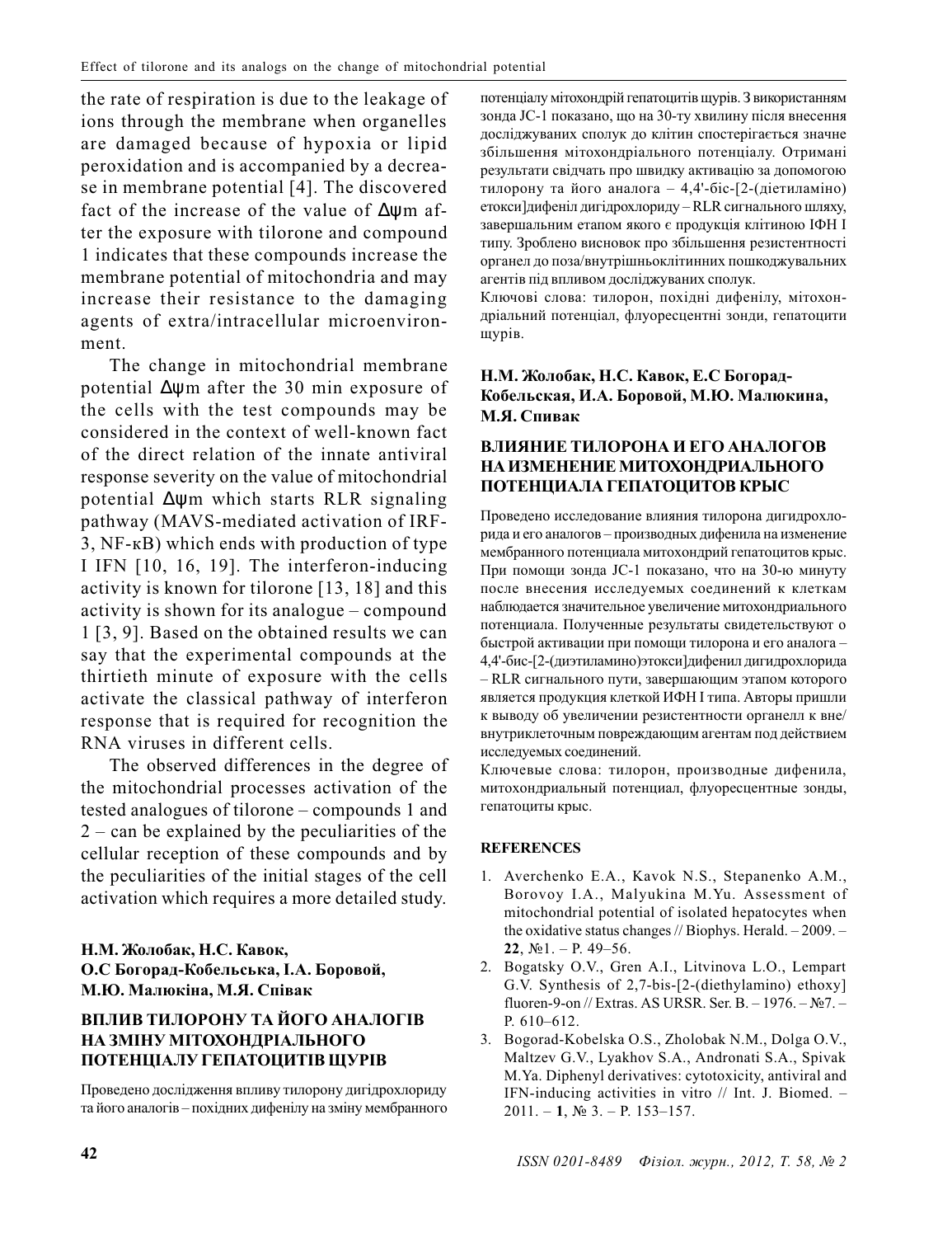the rate of respiration is due to the leakage of ions through the membrane when organelles are damaged because of hypoxia or lipid peroxidation and is accompanied by a decrease in membrane potential [4]. The discovered fact of the increase of the value of $\Delta\psi m$ after the exposure with tilorone and compound 1 indicates that these compounds increase the membrane potential of mitochondria and may increase their resistance to the damaging agents of extra/intracellular microenvironment.

The change in mitochondrial membrane potential $\Delta\psi m$ after the 30 min exposure of the cells with the test compounds may be considered in the context of well-known fact of the direct relation of the innate antiviral response severity on the value of mitochondrial potential $\Delta\psi m$ which starts RLR signaling pathway (MAVS-mediated activation of IRF-3, NF-κB) which ends with production of type I IFN [10, 16, 19]. The interferon-inducing activity is known for tilorone [13, 18] and this activity is shown for its analogue – compound 1 [3, 9]. Based on the obtained results we can say that the experimental compounds at the thirtieth minute of exposure with the cells activate the classical pathway of interferon response that is required for recognition the RNA viruses in different cells.

The observed differences in the degree of the mitochondrial processes activation of the tested analogues of tilorone – compounds 1 and 2 – can be explained by the peculiarities of the cellular reception of these compounds and by the peculiarities of the initial stages of the cell activation which requires a more detailed study.

**Н.М. Жолобак, Н.С. Кавок, О.С Богорад-Кобельська, І.А. Боровой, М.Ю. Малюкіна, М.Я. Співак**

### ВПЛИВ ТИЛОРОНУ ТА ЙОГО АНАЛОГІВ НА ЗМІНУ МІТОХОНДРІАЛЬНОГО ПОТЕНЦІАЛУ ГЕПАТОЦИТІВ ЩУРІВ

Проведено дослідження впливу тилорону дигідрохлориду та його аналогів – похідних дифенілу на зміну мембранного потенціалу мітохондрій гепатоцитів щурів. З використанням зонда JC-1 показано, що на 30-ту хвилину після внесення досліджуваних сполук до клітин спостерігається значне збільшення мітохондріального потенціалу. Отримані результати свідчать про швидку активацію за допомогою тилорону та його аналога – 4,4'-біс-[2-(діетиламіно) етокси]дифеніл дигідрохлориду – RLR сигнального шляху, завершальним етапом якого є продукція клітиною ІФН I типу. Зроблено висновок про збільшення резистентності органел до поза/внутрішньоклітинних пошкоджувальних агентів під впливом досліджуваних сполук.

Ключові слова: тилорон, похідні дифенілу, мітохондріальний потенціал, флуоресцентні зонди, гепатоцити щурів.

**Н.М. Жолобак, Н.С. Кавок, Е.С Богорад-Кобельская, И.А. Боровой, М.Ю. Малюкина, М.Я. Спивак**

### ВЛИЯНИЕ ТИЛОРОНА И ЕГО АНАЛОГОВ НА ИЗМЕНЕНИЕ МИТОХОНДРИАЛЬНОГО ПОТЕНЦИАЛА ГЕПАТОЦИТОВ КРЫС

Проведено исследование влияния тилорона дигидрохлорида и его аналогов – производных дифенила на изменение мембранного потенциала митохондрий гепатоцитов крыс. При помощи зонда JC-1 показано, что на 30-ю минуту после внесения исследуемых соединений к клеткам наблюдается значительное увеличение митохондриального потенциала. Полученные результаты свидетельствуют о быстрой активации при помощи тилорона и его аналога – 4,4'-бис-[2-(диэтиламино)этокси]дифенил дигидрохлорида – RLR сигнального пути, завершающим этапом которого является продукция клеткой ИФН I типа. Авторы пришли к выводу об увеличении резистентности органелл к вне/внутриклеточным повреждающим агентам под действием исследуемых соединений.

Ключевые слова: тилорон, производные дифенила, митохондриальный потенциал, флуоресцентные зонды, гепатоциты крыс.

## REFERENCES

1. Averchenko E.A., Kavok N.S., Stepanenko A.M., Borovoy I.A., Malyukina M.Yu. Assessment of mitochondrial potential of isolated hepatocytes when the oxidative status changes // Biophys. Herald. – 2009. – **22**, №1. – P. 49–56.
2. Bogatsky O.V., Gren A.I., Litvinova L.O., Lempart G.V. Synthesis of 2,7-bis-[2-(diethylamino) ethoxy] fluoren-9-on // Extras. AS URSR. Ser. B. – 1976. – №7. – P. 610–612.
3. Bogorad-Kobelska O.S., Zholobak N.M., Dolga O.V., Maltzev G.V., Lyakhov S.A., Andronati S.A., Spivak M.Ya. Diphenyl derivatives: cytotoxicity, antiviral and IFN-inducing activities in vitro // Int. J. Biomed. – 2011. – **1**, № 3. – P. 153–157.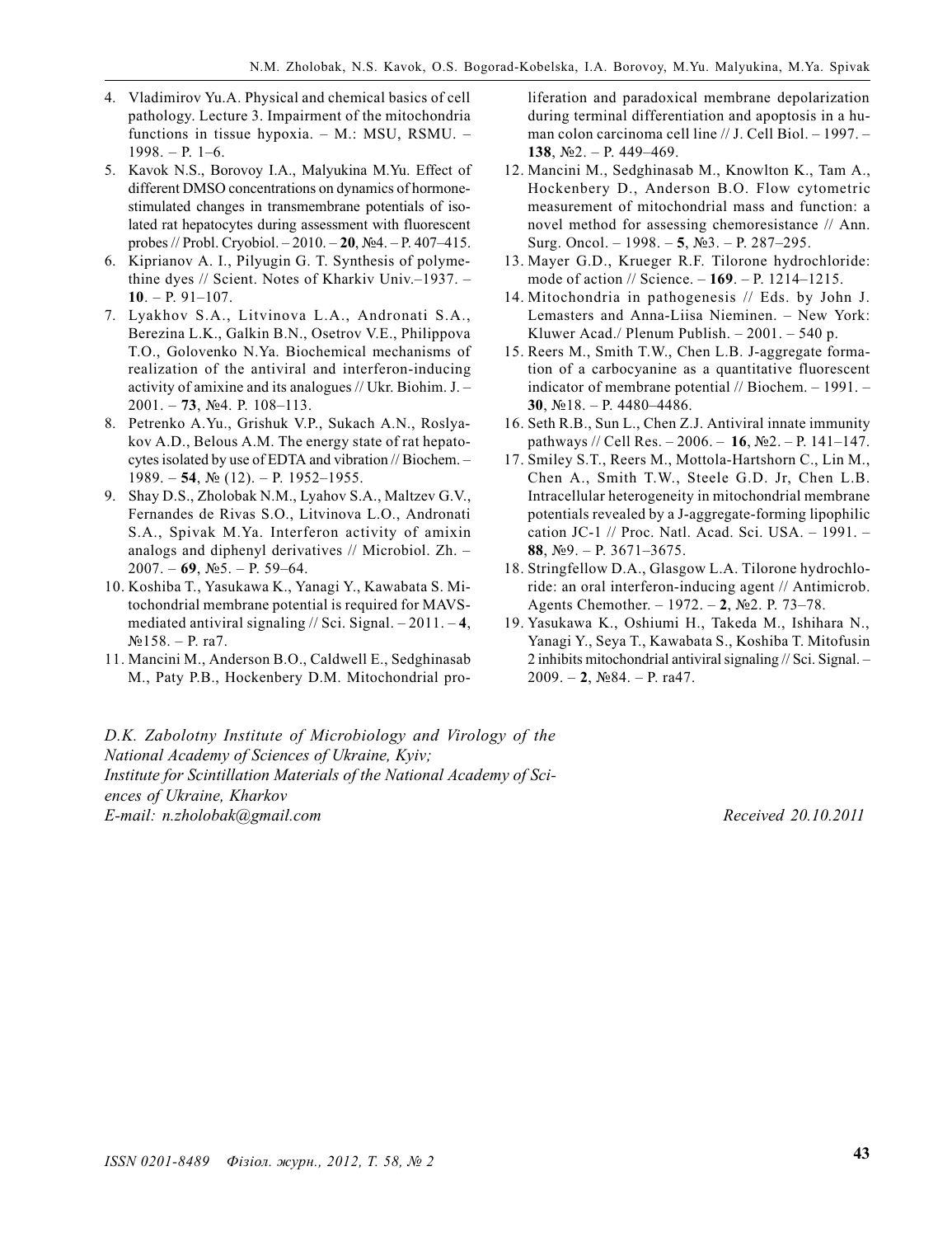4. Vladimirov Yu.A. Physical and chemical basics of cell pathology. Lecture 3. Impairment of the mitochondria functions in tissue hypoxia. – M.: MSU, RSMU. – 1998. – P. 1–6.
5. Kavok N.S., Borovoy I.A., Malyukina M.Yu. Effect of different DMSO concentrations on dynamics of hormone-stimulated changes in transmembrane potentials of isolated rat hepatocytes during assessment with fluorescent probes // Probl. Cryobiol. – 2010. – **20**, №4. – P. 407–415.
6. Kiprianov A. I., Pilyugin G. T. Synthesis of polymethine dyes // Scient. Notes of Kharkiv Univ.–1937. – **10**. – P. 91–107.
7. Lyakhov S.A., Litvinova L.A., Andronati S.A., Berezina L.K., Galkin B.N., Osetrov V.E., Philippova T.O., Golovenko N.Ya. Biochemical mechanisms of realization of the antiviral and interferon-inducing activity of amixine and its analogues // Ukr. Biohim. J. – 2001. – **73**, №4. P. 108–113.
8. Petrenko A.Yu., Grishuk V.P., Sukach A.N., Roslyakov A.D., Belous A.M. The energy state of rat hepatocytes isolated by use of EDTA and vibration // Biochem. – 1989. – **54**, № (12). – P. 1952–1955.
9. Shay D.S., Zholobak N.M., Lyahov S.A., Maltzev G.V., Fernandes de Rivas S.O., Litvinova L.O., Andronati S.A., Spivak M.Ya. Interferon activity of amixin analogs and diphenyl derivatives // Microbiol. Zh. – 2007. – **69**, №5. – P. 59–64.
10. Koshiba T., Yasukawa K., Yanagi Y., Kawabata S. Mitochondrial membrane potential is required for MAVS-mediated antiviral signaling // Sci. Signal. – 2011. – **4**, №158. – P. ra7.
11. Mancini M., Anderson B.O., Caldwell E., Sedghinasab M., Paty P.B., Hockenbery D.M. Mitochondrial proliferation and paradoxical membrane depolarization during terminal differentiation and apoptosis in a human colon carcinoma cell line // J. Cell Biol. – 1997. – **138**, №2. – P. 449–469.
12. Mancini M., Sedghinasab M., Knowlton K., Tam A., Hockenbery D., Anderson B.O. Flow cytometric measurement of mitochondrial mass and function: a novel method for assessing chemoresistance // Ann. Surg. Oncol. – 1998. – **5**, №3. – P. 287–295.
13. Mayer G.D., Krueger R.F. Tilorone hydrochloride: mode of action // Science. – **169**. – P. 1214–1215.
14. Mitochondria in pathogenesis // Eds. by John J. Lemasters and Anna-Liisa Nieminen. – New York: Kluwer Acad./ Plenum Publish. – 2001. – 540 p.
15. Reers M., Smith T.W., Chen L.B. J-aggregate formation of a carbocyanine as a quantitative fluorescent indicator of membrane potential // Biochem. – 1991. – **30**, №18. – P. 4480–4486.
16. Seth R.B., Sun L., Chen Z.J. Antiviral innate immunity pathways // Cell Res. – 2006. – **16**, №2. – P. 141–147.
17. Smiley S.T., Reers M., Mottola-Hartshorn C., Lin M., Chen A., Smith T.W., Steele G.D. Jr, Chen L.B. Intracellular heterogeneity in mitochondrial membrane potentials revealed by a J-aggregate-forming lipophilic cation JC-1 // Proc. Natl. Acad. Sci. USA. – 1991. – **88**, №9. – P. 3671–3675.
18. Stringfellow D.A., Glasgow L.A. Tilorone hydrochloride: an oral interferon-inducing agent // Antimicrob. Agents Chemother. – 1972. – **2**, №2. P. 73–78.
19. Yasukawa K., Oshiumi H., Takeda M., Ishihara N., Yanagi Y., Seya T., Kawabata S., Koshiba T. Mitofusin 2 inhibits mitochondrial antiviral signaling // Sci. Signal. – 2009. – **2**, №84. – P. ra47.

*D.K. Zabolotny Institute of Microbiology and Virology of the National Academy of Sciences of Ukraine, Kyiv;*
*Institute for Scintillation Materials of the National Academy of Sciences of Ukraine, Kharkov*
*E-mail: n.zholobak@gmail.com*

*Received 20.10.2011*